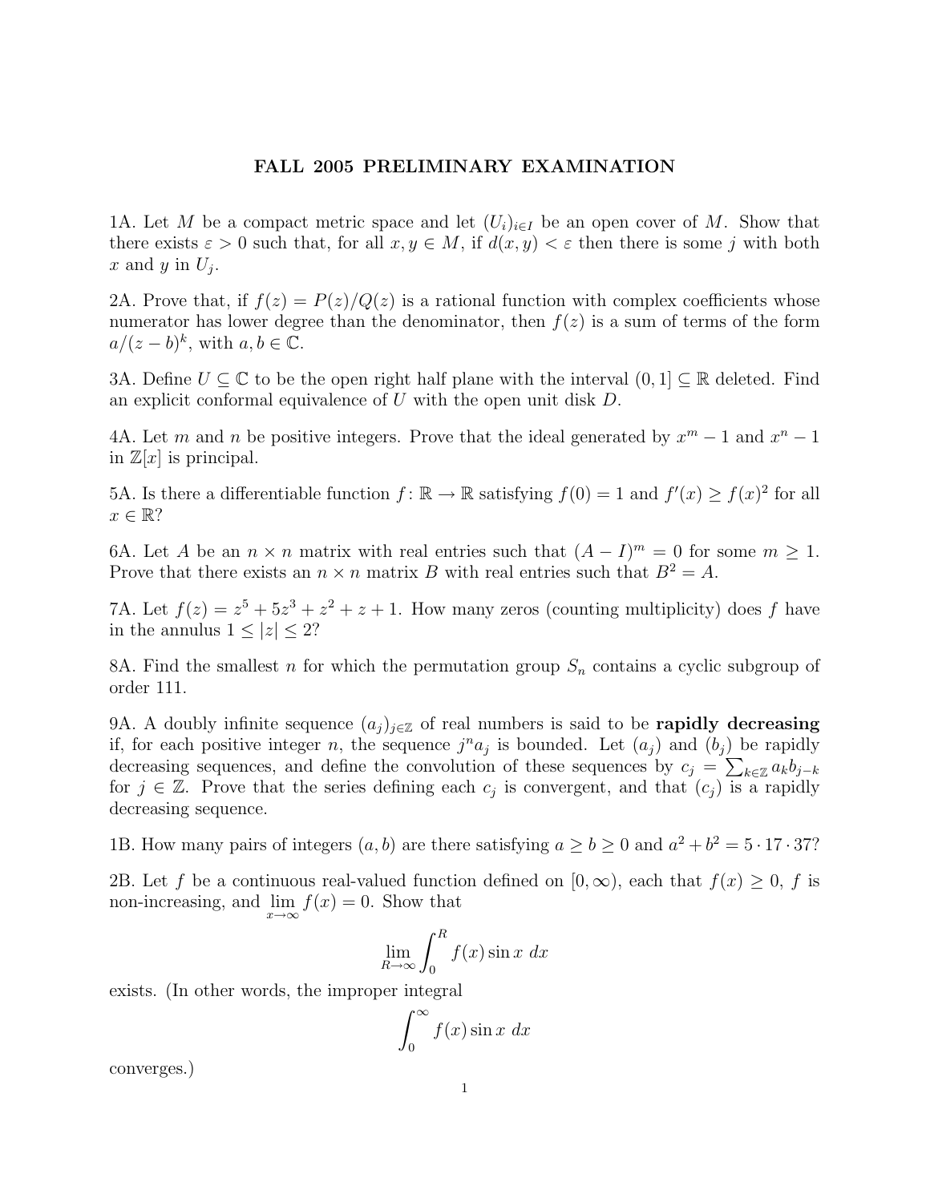# FALL 2005 PRELIMINARY EXAMINATION

1A. Let $M$ be a compact metric space and let $(U_i)_{i \in I}$ be an open cover of $M$. Show that there exists $\varepsilon > 0$ such that, for all $x, y \in M$, if $d(x, y) < \varepsilon$ then there is some $j$ with both $x$ and $y$ in $U_j$.

2A. Prove that, if $f(z) = P(z)/Q(z)$ is a rational function with complex coefficients whose numerator has lower degree than the denominator, then $f(z)$ is a sum of terms of the form $a/(z - b)^k$, with $a, b \in \mathbb{C}$.

3A. Define $U \subseteq \mathbb{C}$ to be the open right half plane with the interval $(0, 1] \subseteq \mathbb{R}$ deleted. Find an explicit conformal equivalence of $U$ with the open unit disk $D$.

4A. Let $m$ and $n$ be positive integers. Prove that the ideal generated by $x^m - 1$ and $x^n - 1$ in $\mathbb{Z}[x]$ is principal.

5A. Is there a differentiable function $f : \mathbb{R} \to \mathbb{R}$ satisfying $f(0) = 1$ and $f'(x) \geq f(x)^2$ for all $x \in \mathbb{R}$?

6A. Let $A$ be an $n \times n$ matrix with real entries such that $(A - I)^m = 0$ for some $m \geq 1$. Prove that there exists an $n \times n$ matrix $B$ with real entries such that $B^2 = A$.

7A. Let $f(z) = z^5 + 5z^3 + z^2 + z + 1$. How many zeros (counting multiplicity) does $f$ have in the annulus $1 \leq |z| \leq 2$?

8A. Find the smallest $n$ for which the permutation group $S_n$ contains a cyclic subgroup of order 111.

9A. A doubly infinite sequence $(a_j)_{j \in \mathbb{Z}}$ of real numbers is said to be **rapidly decreasing** if, for each positive integer $n$, the sequence $j^n a_j$ is bounded. Let $(a_j)$ and $(b_j)$ be rapidly decreasing sequences, and define the convolution of these sequences by $c_j = \sum_{k \in \mathbb{Z}} a_k b_{j-k}$ for $j \in \mathbb{Z}$. Prove that the series defining each $c_j$ is convergent, and that $(c_j)$ is a rapidly decreasing sequence.

1B. How many pairs of integers $(a, b)$ are there satisfying $a \geq b \geq 0$ and $a^2 + b^2 = 5 \cdot 17 \cdot 37$?

2B. Let $f$ be a continuous real-valued function defined on $[0, \infty)$, each that $f(x) \geq 0$, $f$ is non-increasing, and $\lim_{x \to \infty} f(x) = 0$. Show that

$$\lim_{R \to \infty} \int_0^R f(x) \sin x \, dx$$

exists. (In other words, the improper integral

$$\int_0^\infty f(x) \sin x \, dx$$

converges.)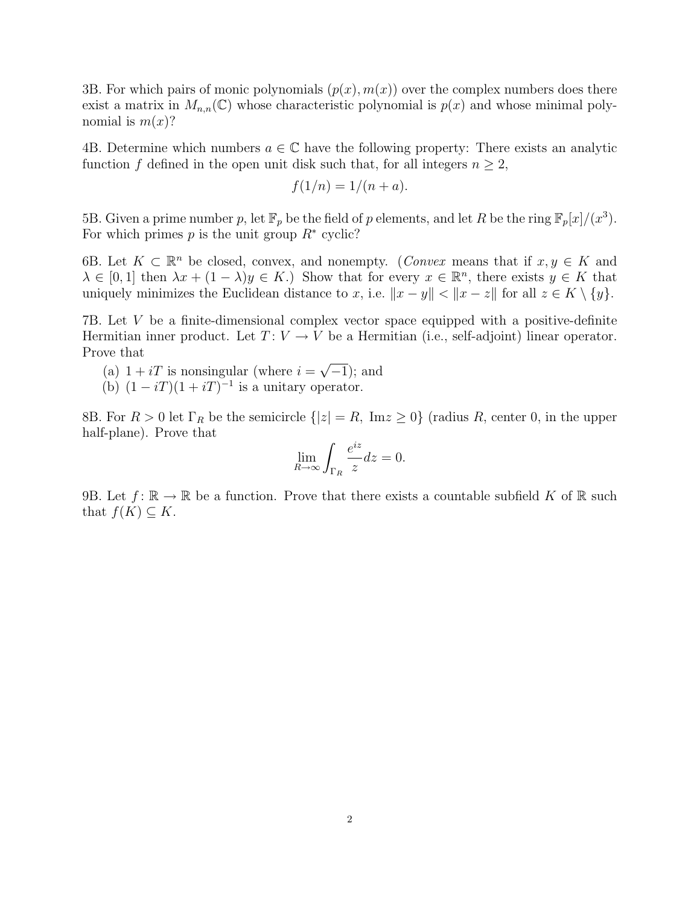3B. For which pairs of monic polynomials $(p(x), m(x))$ over the complex numbers does there exist a matrix in $M_{n,n}(\mathbb{C})$ whose characteristic polynomial is $p(x)$ and whose minimal polynomial is $m(x)$?

4B. Determine which numbers $a \in \mathbb{C}$ have the following property: There exists an analytic function $f$ defined in the open unit disk such that, for all integers $n \geq 2$,

$$f(1/n) = 1/(n + a).$$

5B. Given a prime number $p$, let $\mathbb{F}_p$ be the field of $p$ elements, and let $R$ be the ring $\mathbb{F}_p[x]/(x^3)$. For which primes $p$ is the unit group $R^*$ cyclic?

6B. Let $K \subset \mathbb{R}^n$ be closed, convex, and nonempty. (*Convex* means that if $x, y \in K$ and $\lambda \in [0, 1]$ then $\lambda x + (1 - \lambda)y \in K$.) Show that for every $x \in \mathbb{R}^n$, there exists $y \in K$ that uniquely minimizes the Euclidean distance to $x$, i.e. $\|x - y\| < \|x - z\|$ for all $z \in K \setminus \{y\}$.

7B. Let $V$ be a finite-dimensional complex vector space equipped with a positive-definite Hermitian inner product. Let $T : V \to V$ be a Hermitian (i.e., self-adjoint) linear operator. Prove that

(a) $1 + iT$ is nonsingular (where $i = \sqrt{-1}$); and

(b) $(1 - iT)(1 + iT)^{-1}$ is a unitary operator.

8B. For $R > 0$ let $\Gamma_R$ be the semicircle $\{|z| = R,\ \mathrm{Im} z \geq 0\}$ (radius $R$, center 0, in the upper half-plane). Prove that

$$\lim_{R \to \infty} \int_{\Gamma_R} \frac{e^{iz}}{z} dz = 0.$$

9B. Let $f : \mathbb{R} \to \mathbb{R}$ be a function. Prove that there exists a countable subfield $K$ of $\mathbb{R}$ such that $f(K) \subseteq K$.